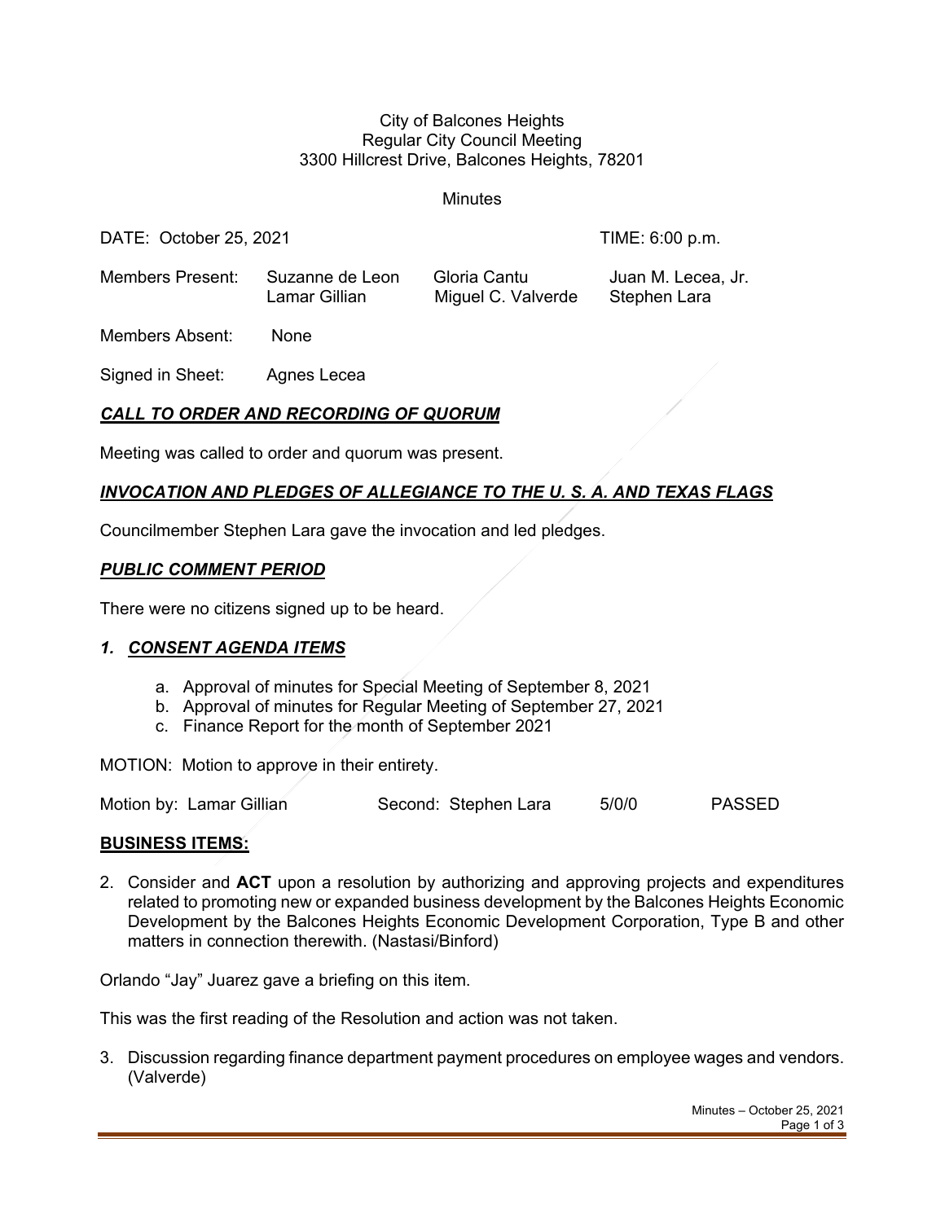City of Balcones Heights
Regular City Council Meeting
3300 Hillcrest Drive, Balcones Heights, 78201

Minutes

DATE: October 25, 2021 TIME: 6:00 p.m.

Members Present: Suzanne de Leon, Gloria Cantu, Juan M. Lecea, Jr., Lamar Gillian, Miguel C. Valverde, Stephen Lara

Members Absent: None

Signed in Sheet: Agnes Lecea

## ***CALL TO ORDER AND RECORDING OF QUORUM***

Meeting was called to order and quorum was present.

## ***INVOCATION AND PLEDGES OF ALLEGIANCE TO THE U. S. A. AND TEXAS FLAGS***

Councilmember Stephen Lara gave the invocation and led pledges.

## ***PUBLIC COMMENT PERIOD***

There were no citizens signed up to be heard.

## ***1. CONSENT AGENDA ITEMS***

a. Approval of minutes for Special Meeting of September 8, 2021
b. Approval of minutes for Regular Meeting of September 27, 2021
c. Finance Report for the month of September 2021

MOTION: Motion to approve in their entirety.

Motion by: Lamar Gillian Second: Stephen Lara 5/0/0 PASSED

## **BUSINESS ITEMS:**

2. Consider and **ACT** upon a resolution by authorizing and approving projects and expenditures related to promoting new or expanded business development by the Balcones Heights Economic Development by the Balcones Heights Economic Development Corporation, Type B and other matters in connection therewith. (Nastasi/Binford)

Orlando "Jay" Juarez gave a briefing on this item.

This was the first reading of the Resolution and action was not taken.

3. Discussion regarding finance department payment procedures on employee wages and vendors. (Valverde)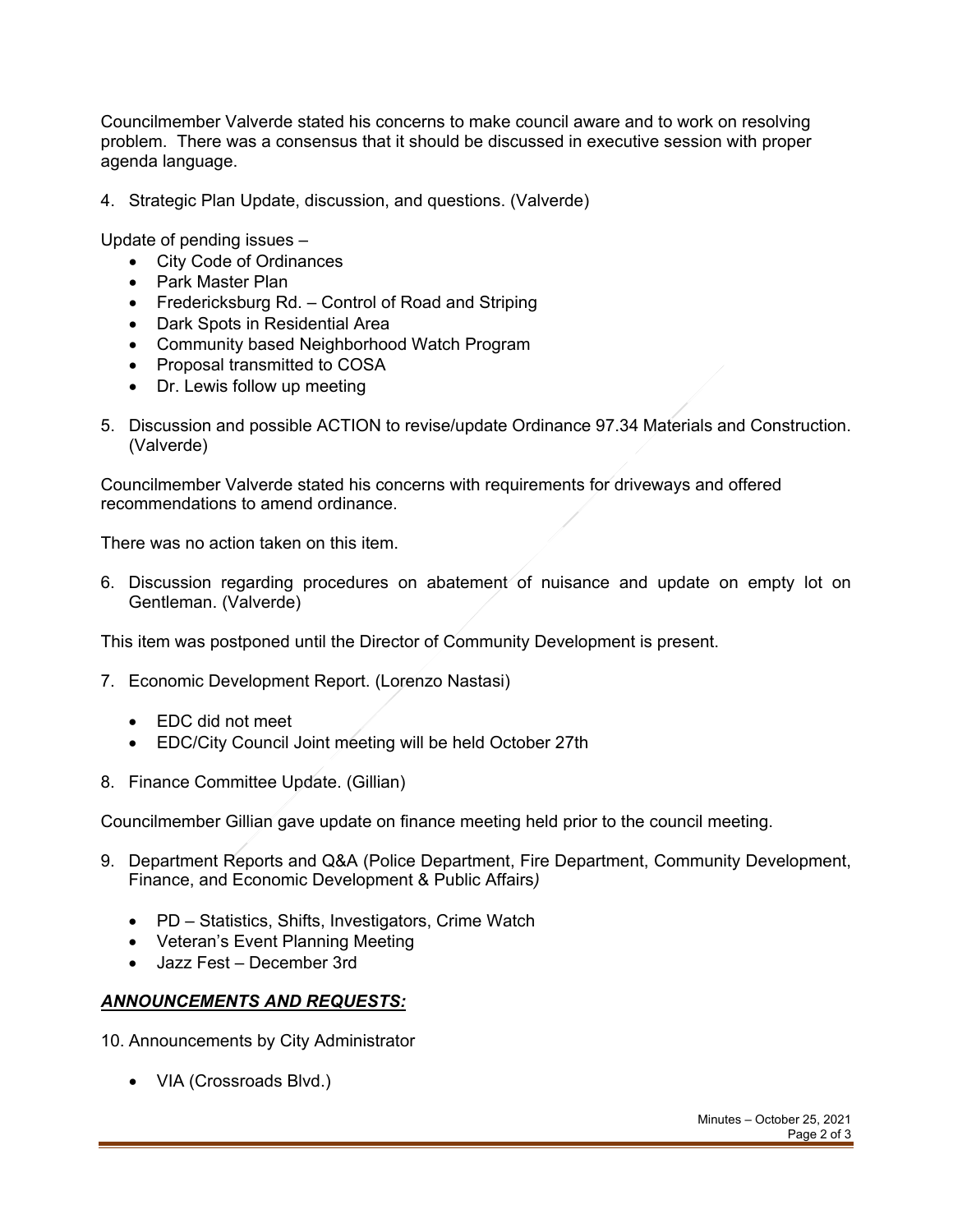Councilmember Valverde stated his concerns to make council aware and to work on resolving problem. There was a consensus that it should be discussed in executive session with proper agenda language.

4. Strategic Plan Update, discussion, and questions. (Valverde)

Update of pending issues –

- City Code of Ordinances
- Park Master Plan
- Fredericksburg Rd. – Control of Road and Striping
- Dark Spots in Residential Area
- Community based Neighborhood Watch Program
- Proposal transmitted to COSA
- Dr. Lewis follow up meeting

5. Discussion and possible ACTION to revise/update Ordinance 97.34 Materials and Construction. (Valverde)

Councilmember Valverde stated his concerns with requirements for driveways and offered recommendations to amend ordinance.

There was no action taken on this item.

6. Discussion regarding procedures on abatement of nuisance and update on empty lot on Gentleman. (Valverde)

This item was postponed until the Director of Community Development is present.

7. Economic Development Report. (Lorenzo Nastasi)

   - EDC did not meet
   - EDC/City Council Joint meeting will be held October 27th

8. Finance Committee Update. (Gillian)

Councilmember Gillian gave update on finance meeting held prior to the council meeting.

9. Department Reports and Q&A (Police Department, Fire Department, Community Development, Finance, and Economic Development & Public Affairs*)*

   - PD – Statistics, Shifts, Investigators, Crime Watch
   - Veteran's Event Planning Meeting
   - Jazz Fest – December 3rd

***ANNOUNCEMENTS AND REQUESTS:***

10. Announcements by City Administrator

    - VIA (Crossroads Blvd.)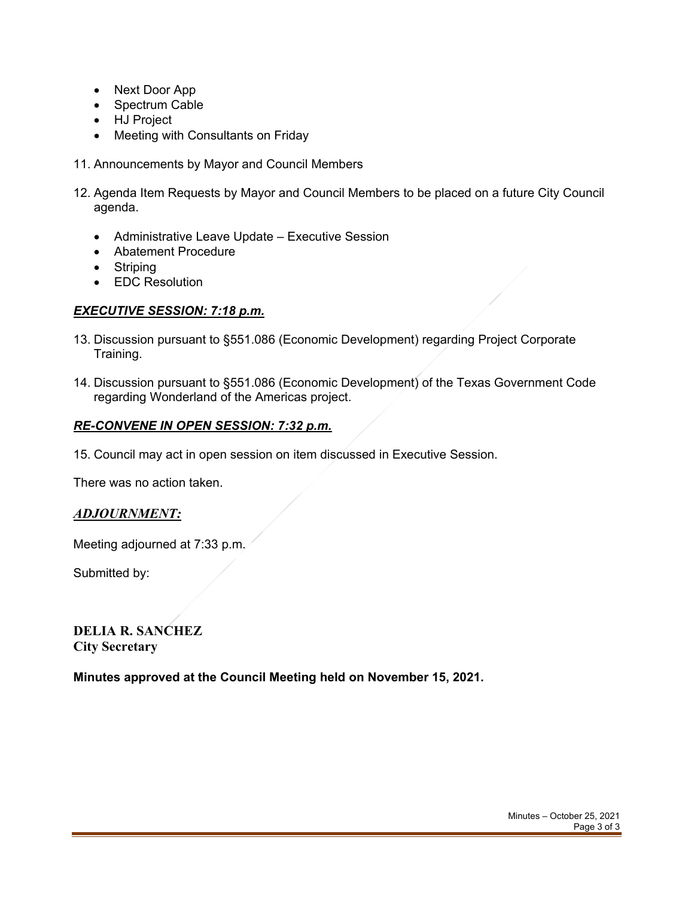- Next Door App
- Spectrum Cable
- HJ Project
- Meeting with Consultants on Friday

11. Announcements by Mayor and Council Members

12. Agenda Item Requests by Mayor and Council Members to be placed on a future City Council agenda.

    - Administrative Leave Update – Executive Session
    - Abatement Procedure
    - Striping
    - EDC Resolution

***EXECUTIVE SESSION: 7:18 p.m.***

13. Discussion pursuant to §551.086 (Economic Development) regarding Project Corporate Training.

14. Discussion pursuant to §551.086 (Economic Development) of the Texas Government Code regarding Wonderland of the Americas project.

***RE-CONVENE IN OPEN SESSION: 7:32 p.m.***

15. Council may act in open session on item discussed in Executive Session.

There was no action taken.

***ADJOURNMENT:***

Meeting adjourned at 7:33 p.m.

Submitted by:

**DELIA R. SANCHEZ**
**City Secretary**

**Minutes approved at the Council Meeting held on November 15, 2021.**